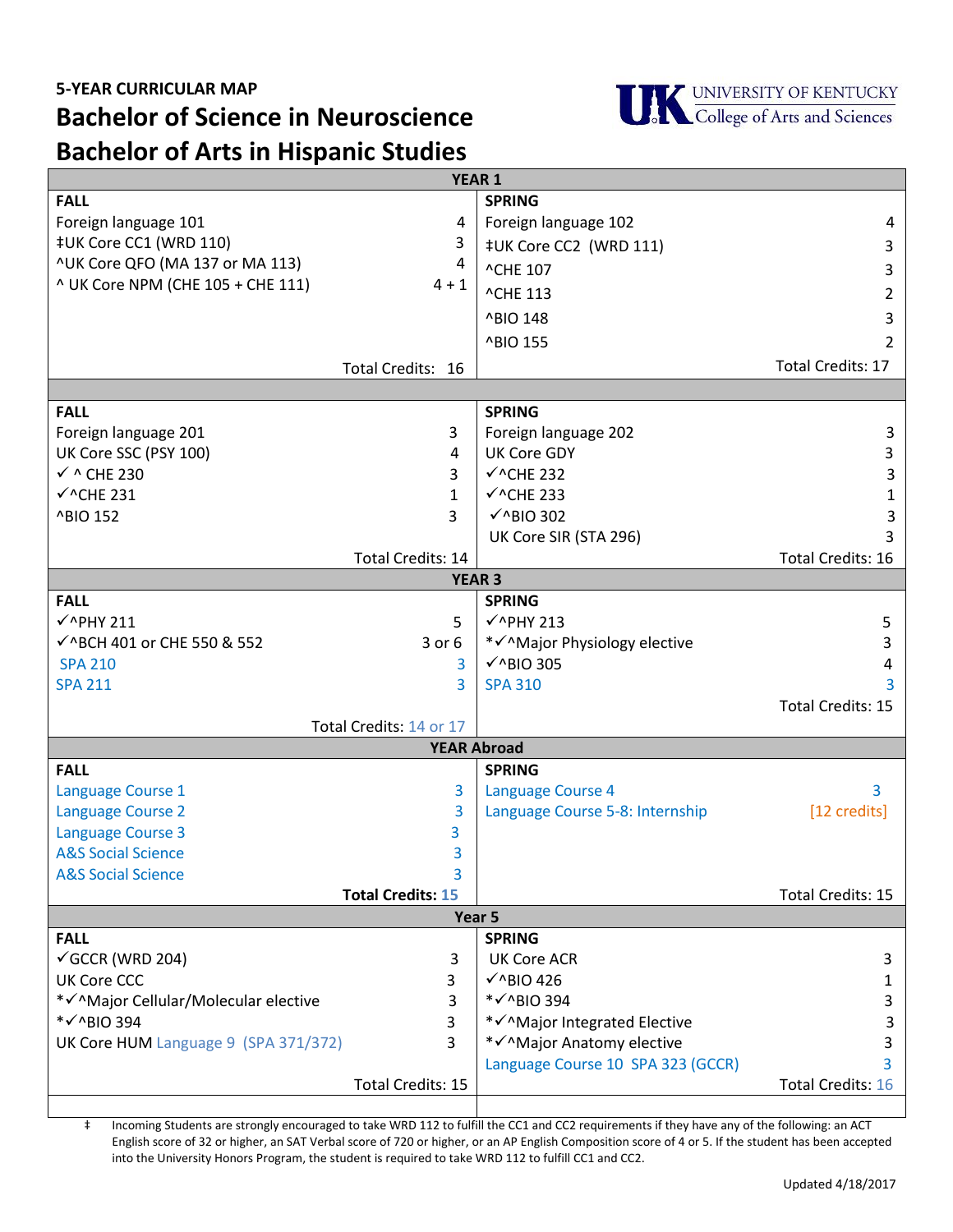**5-YEAR CURRICULAR MAP**

# Bachelor of Science in Neuroscience
# Bachelor of Arts in Hispanic Studies

UNIVERSITY OF KENTUCKY
College of Arts and Sciences

| YEAR 1 | | | |
|---|---|---|---|
| **FALL** | | **SPRING** | |
| Foreign language 101 | 4 | Foreign language 102 | 4 |
| ‡UK Core CC1 (WRD 110) | 3 | ‡UK Core CC2 (WRD 111) | 3 |
| ^UK Core QFO (MA 137 or MA 113) | 4 | ^CHE 107 | 3 |
| ^ UK Core NPM (CHE 105 + CHE 111) | 4 + 1 | ^CHE 113 | 2 |
| | | ^BIO 148 | 3 |
| | | ^BIO 155 | 2 |
| Total Credits: | 16 | Total Credits: | 17 |

| | | | |
|---|---|---|---|
| **FALL** | | **SPRING** | |
| Foreign language 201 | 3 | Foreign language 202 | 3 |
| UK Core SSC (PSY 100) | 4 | UK Core GDY | 3 |
| ✓ ^ CHE 230 | 3 | ✓^CHE 232 | 3 |
| ✓^CHE 231 | 1 | ✓^CHE 233 | 1 |
| ^BIO 152 | 3 | ✓^BIO 302 | 3 |
| | | UK Core SIR (STA 296) | 3 |
| Total Credits: | 14 | Total Credits: | 16 |

| YEAR 3 | | | |
|---|---|---|---|
| **FALL** | | **SPRING** | |
| ✓^PHY 211 | 5 | ✓^PHY 213 | 5 |
| ✓^BCH 401 or CHE 550 & 552 | 3 or 6 | *✓^Major Physiology elective | 3 |
| SPA 210 | 3 | ✓^BIO 305 | 4 |
| SPA 211 | 3 | SPA 310 | 3 |
| Total Credits: | 14 or 17 | Total Credits: | 15 |

| YEAR Abroad | | | |
|---|---|---|---|
| **FALL** | | **SPRING** | |
| Language Course 1 | 3 | Language Course 4 | 3 |
| Language Course 2 | 3 | Language Course 5-8: Internship | [12 credits] |
| Language Course 3 | 3 | | |
| A&S Social Science | 3 | | |
| A&S Social Science | 3 | | |
| **Total Credits:** | **15** | Total Credits: | 15 |

| Year 5 | | | |
|---|---|---|---|
| **FALL** | | **SPRING** | |
| ✓GCCR (WRD 204) | 3 | UK Core ACR | 3 |
| UK Core CCC | 3 | ✓^BIO 426 | 1 |
| *✓^Major Cellular/Molecular elective | 3 | *✓^BIO 394 | 3 |
| *✓^BIO 394 | 3 | *✓^Major Integrated Elective | 3 |
| UK Core HUM Language 9 (SPA 371/372) | 3 | *✓^Major Anatomy elective | 3 |
| | | Language Course 10 SPA 323 (GCCR) | 3 |
| Total Credits: | 15 | Total Credits: | 16 |

‡ Incoming Students are strongly encouraged to take WRD 112 to fulfill the CC1 and CC2 requirements if they have any of the following: an ACT English score of 32 or higher, an SAT Verbal score of 720 or higher, or an AP English Composition score of 4 or 5. If the student has been accepted into the University Honors Program, the student is required to take WRD 112 to fulfill CC1 and CC2.

Updated 4/18/2017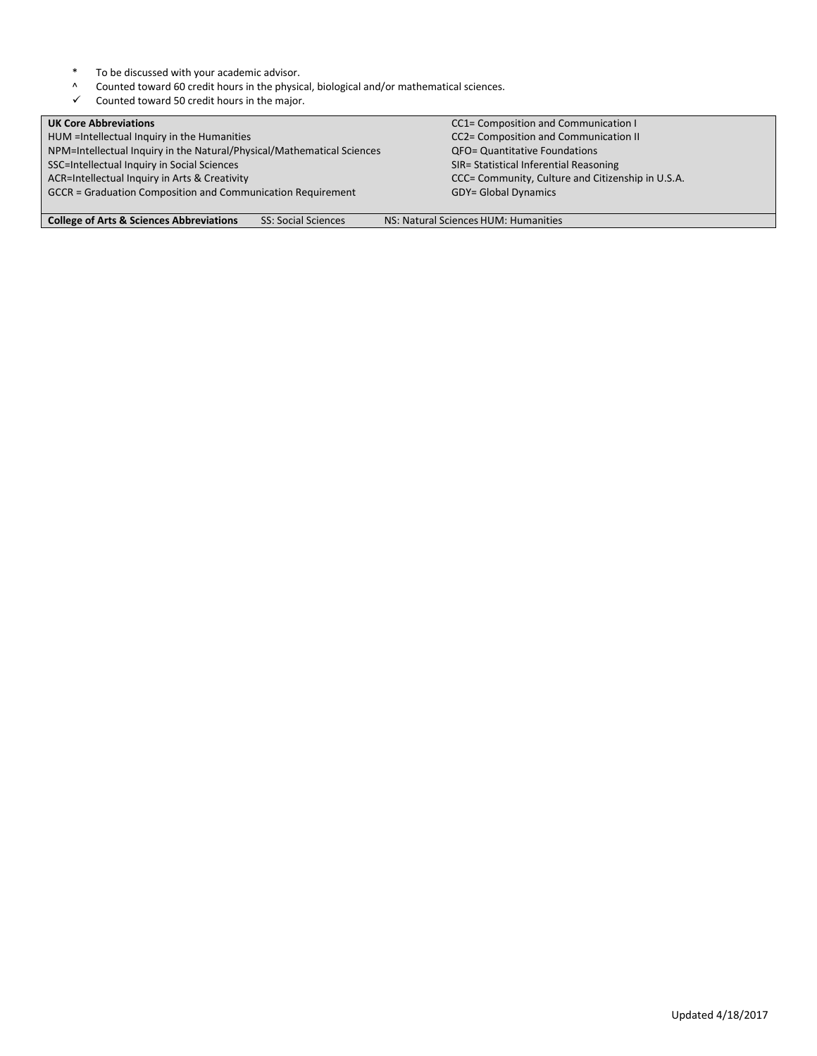- \* To be discussed with your academic advisor.
- ^ Counted toward 60 credit hours in the physical, biological and/or mathematical sciences.
- ✓ Counted toward 50 credit hours in the major.

| **UK Core Abbreviations** | CC1= Composition and Communication I |
|---|---|
| HUM =Intellectual Inquiry in the Humanities | CC2= Composition and Communication II |
| NPM=Intellectual Inquiry in the Natural/Physical/Mathematical Sciences | QFO= Quantitative Foundations |
| SSC=Intellectual Inquiry in Social Sciences | SIR= Statistical Inferential Reasoning |
| ACR=Intellectual Inquiry in Arts & Creativity | CCC= Community, Culture and Citizenship in U.S.A. |
| GCCR = Graduation Composition and Communication Requirement | GDY= Global Dynamics |

**College of Arts & Sciences Abbreviations** SS: Social Sciences NS: Natural Sciences HUM: Humanities

Updated 4/18/2017